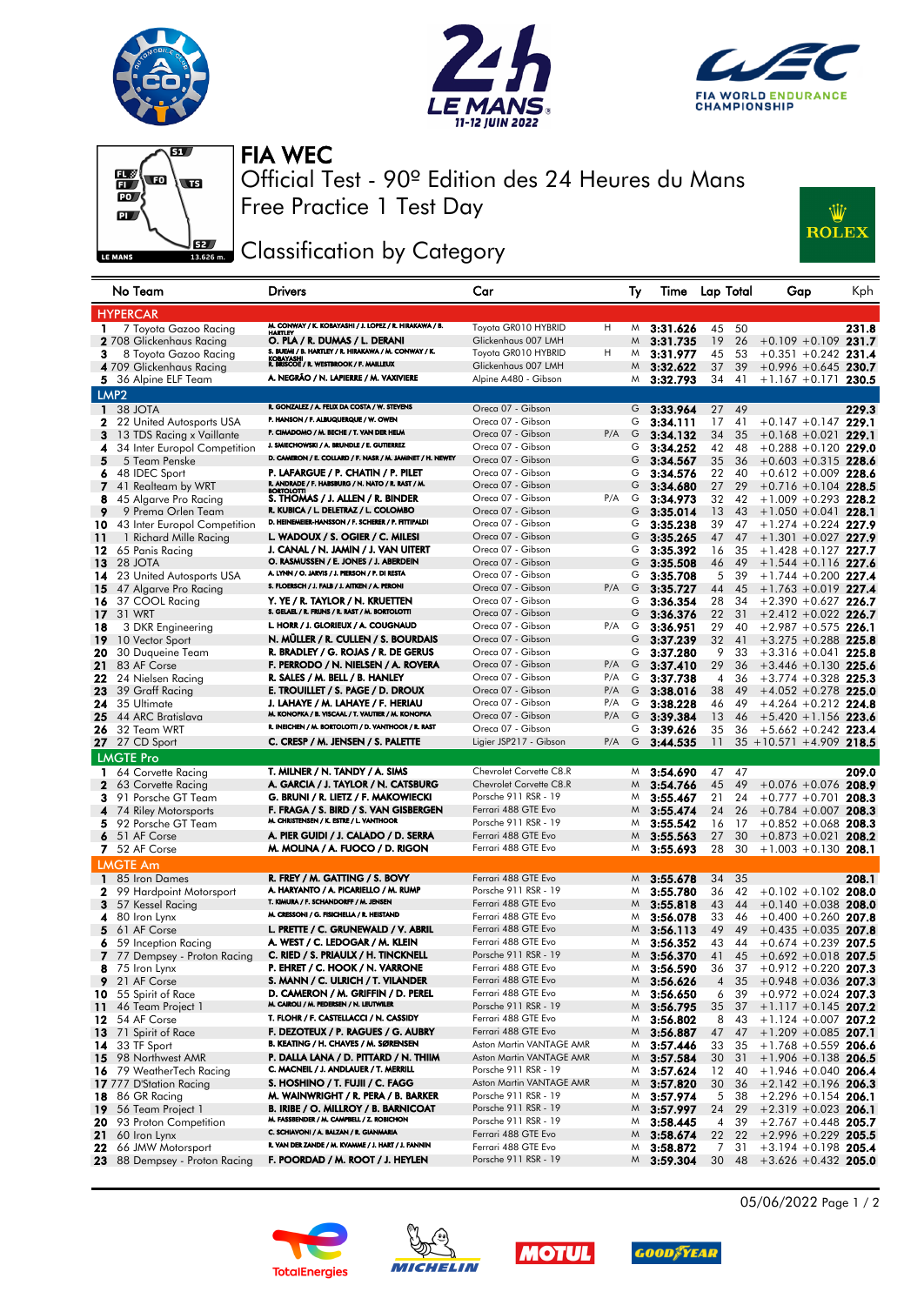# FIA WEC

## Official Test - 90º Edition des 24 Heures du Mans

## Free Practice 1 Test Day

## Classification by Category

| No | Team | Drivers | Car | | Ty | Time | Lap | Total | Gap | | Kph |
|---|---|---|---|---|---|---|---|---|---|---|---|
| **HYPERCAR** | | | | | | | | | | | |
| 1 | 7 Toyota Gazoo Racing | M. CONWAY / K. KOBAYASHI / J. LOPEZ / R. HIRAKAWA / B. HARTLEY | Toyota GR010 HYBRID | H | M | 3:31.626 | 45 | 50 | | | 231.8 |
| 2 | 708 Glickenhaus Racing | O. PLA / R. DUMAS / L. DERANI | Glickenhaus 007 LMH | | M | 3:31.735 | 19 | 26 | +0.109 | +0.109 | 231.7 |
| 3 | 8 Toyota Gazoo Racing | S. BUEMI / B. HARTLEY / R. HIRAKAWA / M. CONWAY / K. KOBAYASHI | Toyota GR010 HYBRID | H | M | 3:31.977 | 45 | 53 | +0.351 | +0.242 | 231.4 |
| 4 | 709 Glickenhaus Racing | R. BRISCOE / R. WESTBROOK / F. MAILLEUX | Glickenhaus 007 LMH | | M | 3:32.622 | 37 | 39 | +0.996 | +0.645 | 230.7 |
| 5 | 36 Alpine ELF Team | A. NEGRÃO / N. LAPIERRE / M. VAXIVIERE | Alpine A480 - Gibson | | M | 3:32.793 | 34 | 41 | +1.167 | +0.171 | 230.5 |
| **LMP2** | | | | | | | | | | | |
| 1 | 38 JOTA | R. GONZALEZ / A. FELIX DA COSTA / W. STEVENS | Oreca 07 - Gibson | | G | 3:33.964 | 27 | 49 | | | 229.3 |
| 2 | 22 United Autosports USA | P. HANSON / F. ALBUQUERQUE / W. OWEN | Oreca 07 - Gibson | | G | 3:34.111 | 17 | 41 | +0.147 | +0.147 | 229.1 |
| 3 | 13 TDS Racing x Vaillante | P. CIMADOMO / M. BECHE / T. VAN DER HELM | Oreca 07 - Gibson | P/A | G | 3:34.132 | 34 | 35 | +0.168 | +0.021 | 229.1 |
| 4 | 34 Inter Europol Competition | J. SMIECHOWSKI / A. BRUNDLE / E. GUTIERREZ | Oreca 07 - Gibson | | G | 3:34.252 | 42 | 48 | +0.288 | +0.120 | 229.0 |
| 5 | 5 Team Penske | D. CAMERON / E. COLLARD / F. NASR / M. JAMINET / H. NEWEY | Oreca 07 - Gibson | | G | 3:34.567 | 35 | 36 | +0.603 | +0.315 | 228.6 |
| 6 | 48 IDEC Sport | P. LAFARGUE / P. CHATIN / P. PILET | Oreca 07 - Gibson | | G | 3:34.576 | 22 | 40 | +0.612 | +0.009 | 228.6 |
| 7 | 41 Realteam by WRT | R. ANDRADE / F. HABSBURG / N. NATO / R. RAST / M. BORTOLOTTI | Oreca 07 - Gibson | | G | 3:34.680 | 27 | 29 | +0.716 | +0.104 | 228.5 |
| 8 | 45 Algarve Pro Racing | S. THOMAS / J. ALLEN / R. BINDER | Oreca 07 - Gibson | P/A | G | 3:34.973 | 32 | 42 | +1.009 | +0.293 | 228.2 |
| 9 | 9 Prema Orlen Team | R. KUBICA / L. DELETRAZ / L. COLOMBO | Oreca 07 - Gibson | | G | 3:35.014 | 13 | 43 | +1.050 | +0.041 | 228.1 |
| 10 | 43 Inter Europol Competition | D. HEINEMEIER-HANSSON / F. SCHERER / P. FITTIPALDI | Oreca 07 - Gibson | | G | 3:35.238 | 39 | 47 | +1.274 | +0.224 | 227.9 |
| 11 | 1 Richard Mille Racing | L. WADOUX / S. OGIER / C. MILESI | Oreca 07 - Gibson | | G | 3:35.265 | 47 | 47 | +1.301 | +0.027 | 227.9 |
| 12 | 65 Panis Racing | J. CANAL / N. JAMIN / J. VAN UITERT | Oreca 07 - Gibson | | G | 3:35.392 | 16 | 35 | +1.428 | +0.127 | 227.7 |
| 13 | 28 JOTA | O. RASMUSSEN / E. JONES / J. ABERDEIN | Oreca 07 - Gibson | | G | 3:35.508 | 46 | 49 | +1.544 | +0.116 | 227.6 |
| 14 | 23 United Autosports USA | A. LYNN / O. JARVIS / J. PIERSON / P. DI RESTA | Oreca 07 - Gibson | | G | 3:35.708 | 5 | 39 | +1.744 | +0.200 | 227.4 |
| 15 | 47 Algarve Pro Racing | S. FLOERSCH / J. FALB / J. AITKEN / A. PERONI | Oreca 07 - Gibson | P/A | G | 3:35.727 | 44 | 45 | +1.763 | +0.019 | 227.4 |
| 16 | 37 COOL Racing | Y. YE / R. TAYLOR / N. KRUETTEN | Oreca 07 - Gibson | | G | 3:36.354 | 28 | 34 | +2.390 | +0.627 | 226.7 |
| 17 | 31 WRT | S. GELAEL / R. FRIJNS / R. RAST / M. BORTOLOTTI | Oreca 07 - Gibson | | G | 3:36.376 | 22 | 31 | +2.412 | +0.022 | 226.7 |
| 18 | 3 DKR Engineering | L. HORR / J. GLORIEUX / A. COUGNAUD | Oreca 07 - Gibson | P/A | G | 3:36.951 | 29 | 40 | +2.987 | +0.575 | 226.1 |
| 19 | 10 Vector Sport | N. MÜLLER / R. CULLEN / S. BOURDAIS | Oreca 07 - Gibson | | G | 3:37.239 | 32 | 41 | +3.275 | +0.288 | 225.8 |
| 20 | 30 Duqueine Team | R. BRADLEY / G. ROJAS / R. DE GERUS | Oreca 07 - Gibson | | G | 3:37.280 | 9 | 33 | +3.316 | +0.041 | 225.8 |
| 21 | 83 AF Corse | F. PERRODO / N. NIELSEN / A. ROVERA | Oreca 07 - Gibson | P/A | G | 3:37.410 | 29 | 36 | +3.446 | +0.130 | 225.6 |
| 22 | 24 Nielsen Racing | R. SALES / M. BELL / B. HANLEY | Oreca 07 - Gibson | P/A | G | 3:37.738 | 4 | 36 | +3.774 | +0.328 | 225.3 |
| 23 | 39 Graff Racing | E. TROUILLET / S. PAGE / D. DROUX | Oreca 07 - Gibson | P/A | G | 3:38.016 | 38 | 49 | +4.052 | +0.278 | 225.0 |
| 24 | 35 Ultimate | J. LAHAYE / M. LAHAYE / F. HERIAU | Oreca 07 - Gibson | P/A | G | 3:38.228 | 46 | 49 | +4.264 | +0.212 | 224.8 |
| 25 | 44 ARC Bratislava | M. KONOPKA / B. VISCAAL / T. VAUTIER / M. KONOPKA | Oreca 07 - Gibson | P/A | G | 3:39.384 | 13 | 46 | +5.420 | +1.156 | 223.6 |
| 26 | 32 Team WRT | R. INEICHEN / M. BORTOLOTTI / D. VANTHOOR / R. RAST | Oreca 07 - Gibson | | G | 3:39.626 | 35 | 36 | +5.662 | +0.242 | 223.4 |
| 27 | 27 CD Sport | C. CRESP / M. JENSEN / S. PALETTE | Ligier JSP217 - Gibson | P/A | G | 3:44.535 | 11 | 35 | +10.571 | +4.909 | 218.5 |
| **LMGTE Pro** | | | | | | | | | | | |
| 1 | 64 Corvette Racing | T. MILNER / N. TANDY / A. SIMS | Chevrolet Corvette C8.R | | M | 3:54.690 | 47 | 47 | | | 209.0 |
| 2 | 63 Corvette Racing | A. GARCIA / J. TAYLOR / N. CATSBURG | Chevrolet Corvette C8.R | | M | 3:54.766 | 45 | 49 | +0.076 | +0.076 | 208.9 |
| 3 | 91 Porsche GT Team | G. BRUNI / R. LIETZ / F. MAKOWIECKI | Porsche 911 RSR - 19 | | M | 3:55.467 | 21 | 24 | +0.777 | +0.701 | 208.3 |
| 4 | 74 Riley Motorsports | F. FRAGA / S. BIRD / S. VAN GISBERGEN | Ferrari 488 GTE Evo | | M | 3:55.474 | 24 | 26 | +0.784 | +0.007 | 208.3 |
| 5 | 92 Porsche GT Team | M. CHRISTENSEN / K. ESTRE / L. VANTHOOR | Porsche 911 RSR - 19 | | M | 3:55.542 | 16 | 17 | +0.852 | +0.068 | 208.3 |
| 6 | 51 AF Corse | A. PIER GUIDI / J. CALADO / D. SERRA | Ferrari 488 GTE Evo | | M | 3:55.563 | 27 | 30 | +0.873 | +0.021 | 208.2 |
| 7 | 52 AF Corse | M. MOLINA / A. FUOCO / D. RIGON | Ferrari 488 GTE Evo | | M | 3:55.693 | 28 | 30 | +1.003 | +0.130 | 208.1 |
| **LMGTE Am** | | | | | | | | | | | |
| 1 | 85 Iron Dames | R. FREY / M. GATTING / S. BOVY | Ferrari 488 GTE Evo | | M | 3:55.678 | 34 | 35 | | | 208.1 |
| 2 | 99 Hardpoint Motorsport | A. HARYANTO / A. PICARIELLO / M. RUMP | Porsche 911 RSR - 19 | | M | 3:55.780 | 36 | 42 | +0.102 | +0.102 | 208.0 |
| 3 | 57 Kessel Racing | T. KIMURA / F. SCHANDORFF / M. JENSEN | Ferrari 488 GTE Evo | | M | 3:55.818 | 43 | 44 | +0.140 | +0.038 | 208.0 |
| 4 | 80 Iron Lynx | M. CRESSONI / G. FISICHELLA / R. HEISTAND | Ferrari 488 GTE Evo | | M | 3:56.078 | 33 | 46 | +0.400 | +0.260 | 207.8 |
| 5 | 61 AF Corse | L. PRETTE / C. GRUNEWALD / V. ABRIL | Ferrari 488 GTE Evo | | M | 3:56.113 | 49 | 49 | +0.435 | +0.035 | 207.8 |
| 6 | 59 Inception Racing | A. WEST / C. LEDOGAR / M. KLEIN | Ferrari 488 GTE Evo | | M | 3:56.352 | 43 | 44 | +0.674 | +0.239 | 207.5 |
| 7 | 77 Dempsey - Proton Racing | C. RIED / S. PRIAULX / H. TINCKNELL | Porsche 911 RSR - 19 | | M | 3:56.370 | 41 | 45 | +0.692 | +0.018 | 207.5 |
| 8 | 75 Iron Lynx | P. EHRET / C. HOOK / N. VARRONE | Ferrari 488 GTE Evo | | M | 3:56.590 | 36 | 37 | +0.912 | +0.220 | 207.3 |
| 9 | 21 AF Corse | S. MANN / C. ULRICH / T. VILANDER | Ferrari 488 GTE Evo | | M | 3:56.626 | 4 | 35 | +0.948 | +0.036 | 207.3 |
| 10 | 55 Spirit of Race | D. CAMERON / M. GRIFFIN / D. PEREL | Ferrari 488 GTE Evo | | M | 3:56.650 | 6 | 39 | +0.972 | +0.024 | 207.3 |
| 11 | 46 Team Project 1 | M. CAIROLI / M. PEDERSEN / N. LEUTWILER | Porsche 911 RSR - 19 | | M | 3:56.795 | 35 | 37 | +1.117 | +0.145 | 207.2 |
| 12 | 54 AF Corse | T. FLOHR / F. CASTELLACCI / N. CASSIDY | Ferrari 488 GTE Evo | | M | 3:56.802 | 8 | 43 | +1.124 | +0.007 | 207.2 |
| 13 | 71 Spirit of Race | F. DEZOTEUX / P. RAGUES / G. AUBRY | Ferrari 488 GTE Evo | | M | 3:56.887 | 47 | 47 | +1.209 | +0.085 | 207.1 |
| 14 | 33 TF Sport | B. KEATING / H. CHAVES / M. SØRENSEN | Aston Martin VANTAGE AMR | | M | 3:57.446 | 33 | 35 | +1.768 | +0.559 | 206.6 |
| 15 | 98 Northwest AMR | P. DALLA LANA / D. PITTARD / N. THIIM | Aston Martin VANTAGE AMR | | M | 3:57.584 | 30 | 31 | +1.906 | +0.138 | 206.5 |
| 16 | 79 WeatherTech Racing | C. MACNEIL / J. ANDLAUER / T. MERRILL | Porsche 911 RSR - 19 | | M | 3:57.624 | 12 | 40 | +1.946 | +0.040 | 206.4 |
| 17 | 777 D'Station Racing | S. HOSHINO / T. FUJII / C. FAGG | Aston Martin VANTAGE AMR | | M | 3:57.820 | 30 | 36 | +2.142 | +0.196 | 206.3 |
| 18 | 86 GR Racing | M. WAINWRIGHT / R. PERA / B. BARKER | Porsche 911 RSR - 19 | | M | 3:57.974 | 5 | 38 | +2.296 | +0.154 | 206.1 |
| 19 | 56 Team Project 1 | B. IRIBE / O. MILLROY / B. BARNICOAT | Porsche 911 RSR - 19 | | M | 3:57.997 | 24 | 29 | +2.319 | +0.023 | 206.1 |
| 20 | 93 Proton Competition | M. FASSBENDER / M. CAMPBELL / Z. ROBICHON | Porsche 911 RSR - 19 | | M | 3:58.445 | 4 | 39 | +2.767 | +0.448 | 205.7 |
| 21 | 60 Iron Lynx | C. SCHIAVONI / A. BALZAN / R. GIAMMARIA | Ferrari 488 GTE Evo | | M | 3:58.674 | 22 | 22 | +2.996 | +0.229 | 205.5 |
| 22 | 66 JMW Motorsport | R. VAN DER ZANDE / M. KVAMME / J. HART / J. FANNIN | Ferrari 488 GTE Evo | | M | 3:58.872 | 7 | 31 | +3.194 | +0.198 | 205.4 |
| 23 | 88 Dempsey - Proton Racing | F. POORDAD / M. ROOT / J. HEYLEN | Porsche 911 RSR - 19 | | M | 3:59.304 | 30 | 48 | +3.626 | +0.432 | 205.0 |

05/06/2022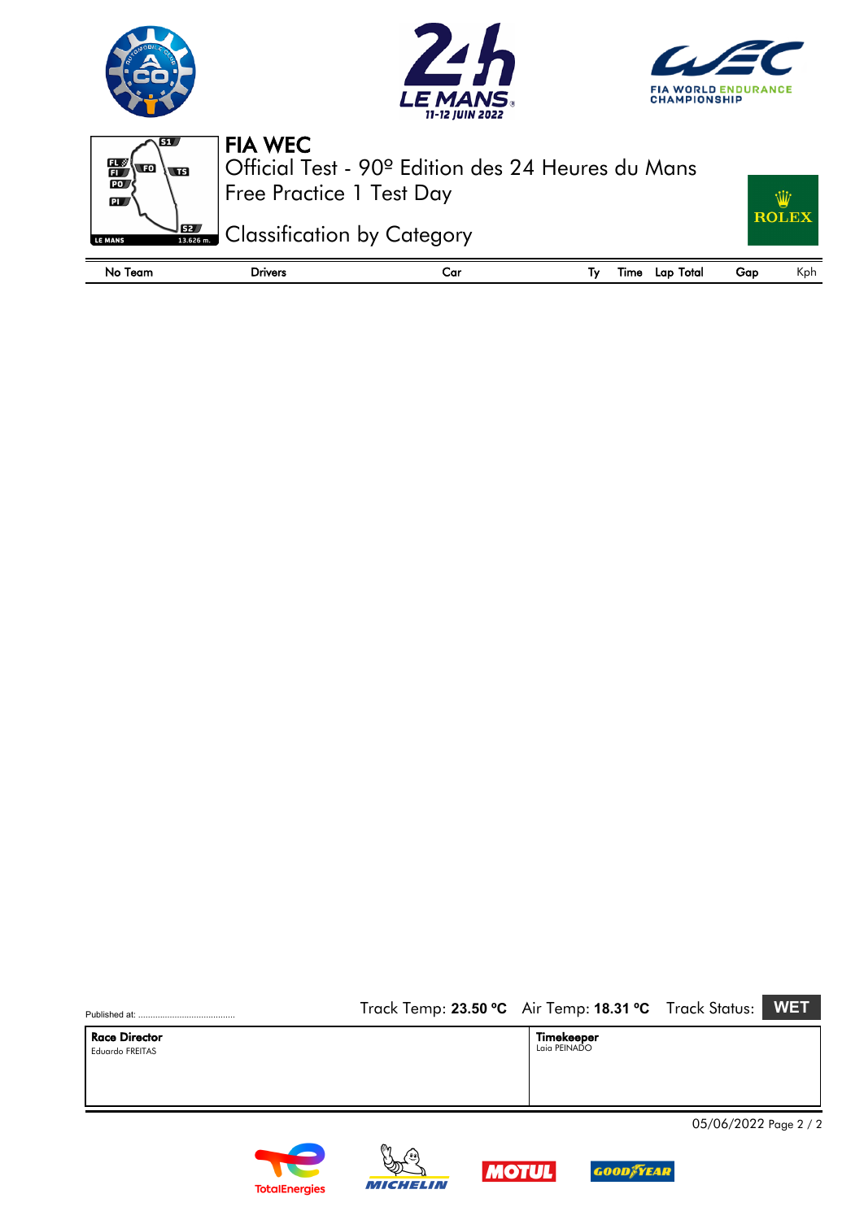# FIA WEC

Official Test - 90º Edition des 24 Heures du Mans

Free Practice 1 Test Day

Classification by Category

| No | Team | Drivers | Car | Ty | Time | Lap | Total | Gap | Kph |
|---|---|---|---|---|---|---|---|---|---|

Published at: ......................................

Track Temp: **23.50 ºC** Air Temp: **18.31 ºC** Track Status: **WET**

| Race Director | Timekeeper |
|---|---|
| Eduardo FREITAS | Laia PEINADO |

05/06/2022